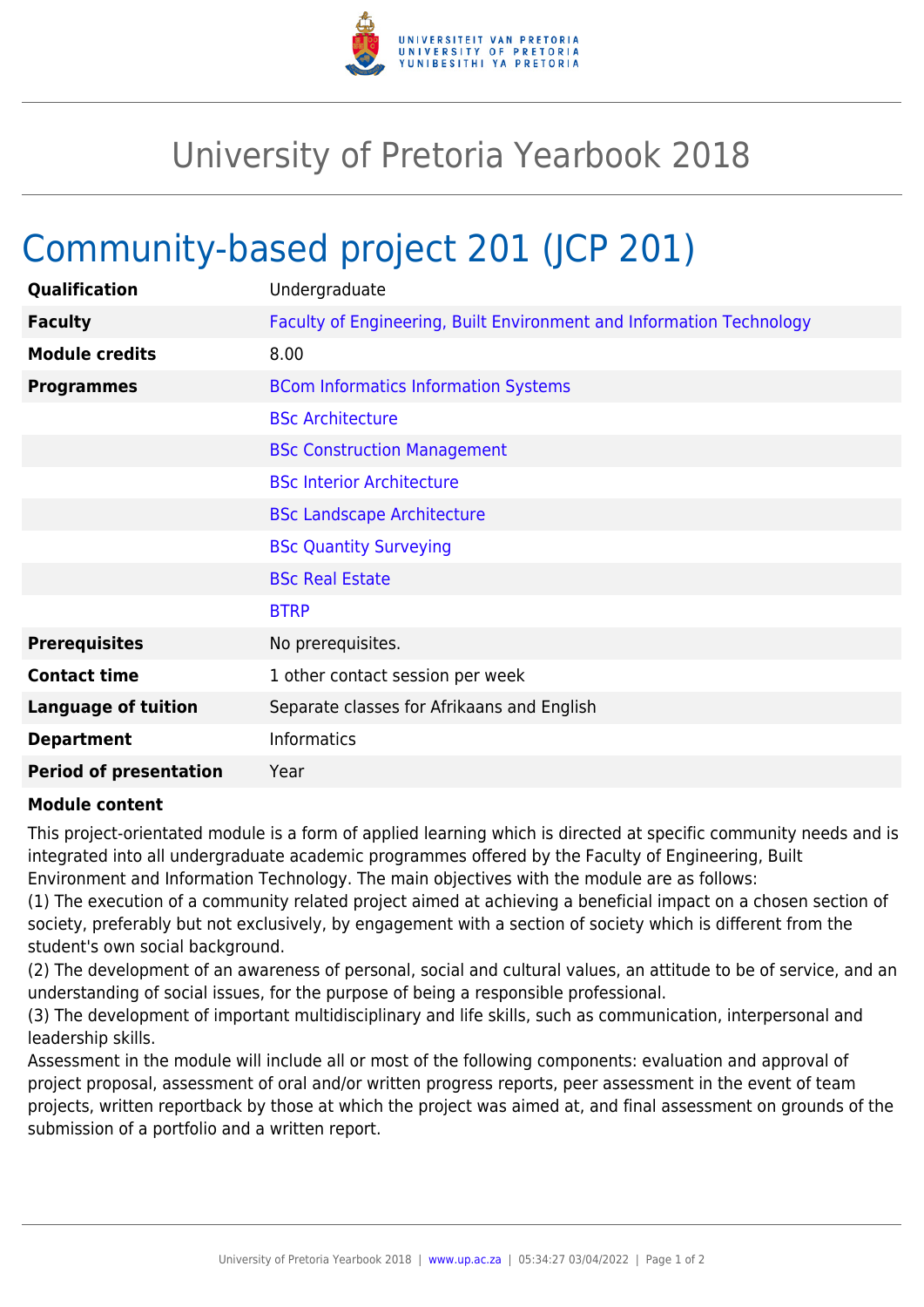# University of Pretoria Yearbook 2018

## Community-based project 201 (JCP 201)

| | |
|---|---|
| **Qualification** | Undergraduate |
| **Faculty** | Faculty of Engineering, Built Environment and Information Technology |
| **Module credits** | 8.00 |
| **Programmes** | BCom Informatics Information Systems |
| | BSc Architecture |
| | BSc Construction Management |
| | BSc Interior Architecture |
| | BSc Landscape Architecture |
| | BSc Quantity Surveying |
| | BSc Real Estate |
| | BTRP |
| **Prerequisites** | No prerequisites. |
| **Contact time** | 1 other contact session per week |
| **Language of tuition** | Separate classes for Afrikaans and English |
| **Department** | Informatics |
| **Period of presentation** | Year |

**Module content**

This project-orientated module is a form of applied learning which is directed at specific community needs and is integrated into all undergraduate academic programmes offered by the Faculty of Engineering, Built Environment and Information Technology. The main objectives with the module are as follows:
(1) The execution of a community related project aimed at achieving a beneficial impact on a chosen section of society, preferably but not exclusively, by engagement with a section of society which is different from the student's own social background.
(2) The development of an awareness of personal, social and cultural values, an attitude to be of service, and an understanding of social issues, for the purpose of being a responsible professional.
(3) The development of important multidisciplinary and life skills, such as communication, interpersonal and leadership skills.
Assessment in the module will include all or most of the following components: evaluation and approval of project proposal, assessment of oral and/or written progress reports, peer assessment in the event of team projects, written reportback by those at which the project was aimed at, and final assessment on grounds of the submission of a portfolio and a written report.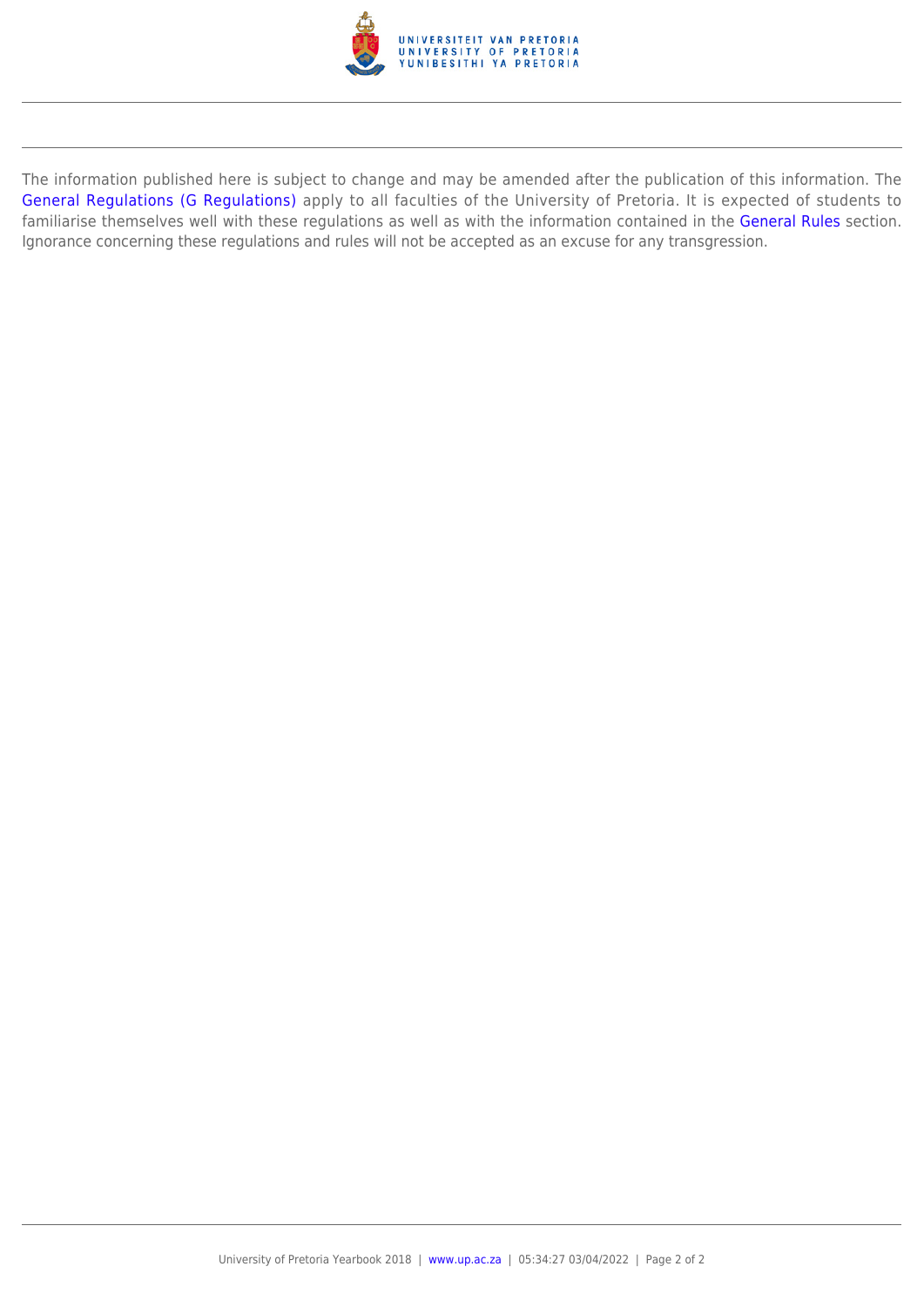The information published here is subject to change and may be amended after the publication of this information. The General Regulations (G Regulations) apply to all faculties of the University of Pretoria. It is expected of students to familiarise themselves well with these regulations as well as with the information contained in the General Rules section. Ignorance concerning these regulations and rules will not be accepted as an excuse for any transgression.